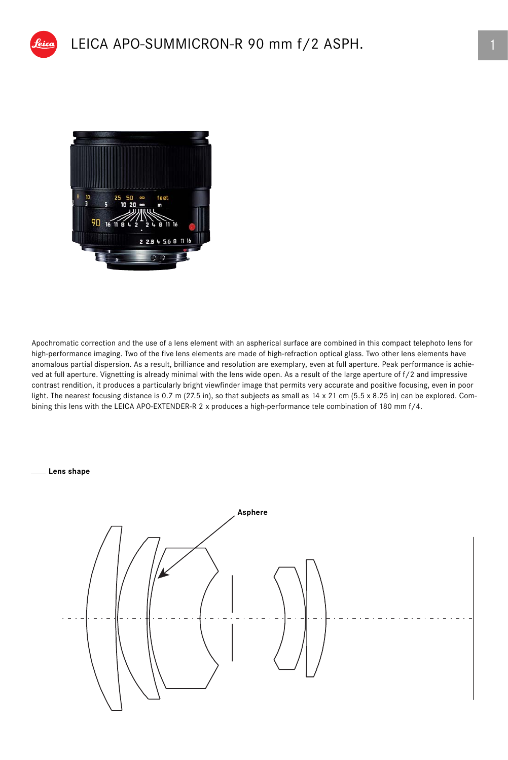# LEICA APO-SUMMICRON-R 90 mm f/2 ASPH.

Apochromatic correction and the use of a lens element with an aspherical surface are combined in this compact telephoto lens for high-performance imaging. Two of the five lens elements are made of high-refraction optical glass. Two other lens elements have anomalous partial dispersion. As a result, brilliance and resolution are exemplary, even at full aperture. Peak performance is achieved at full aperture. Vignetting is already minimal with the lens wide open. As a result of the large aperture of f/2 and impressive contrast rendition, it produces a particularly bright viewfinder image that permits very accurate and positive focusing, even in poor light. The nearest focusing distance is 0.7 m (27.5 in), so that subjects as small as 14 x 21 cm (5.5 x 8.25 in) can be explored. Combining this lens with the LEICA APO-EXTENDER-R 2 x produces a high-performance tele combination of 180 mm f/4.

**Lens shape**

Asphere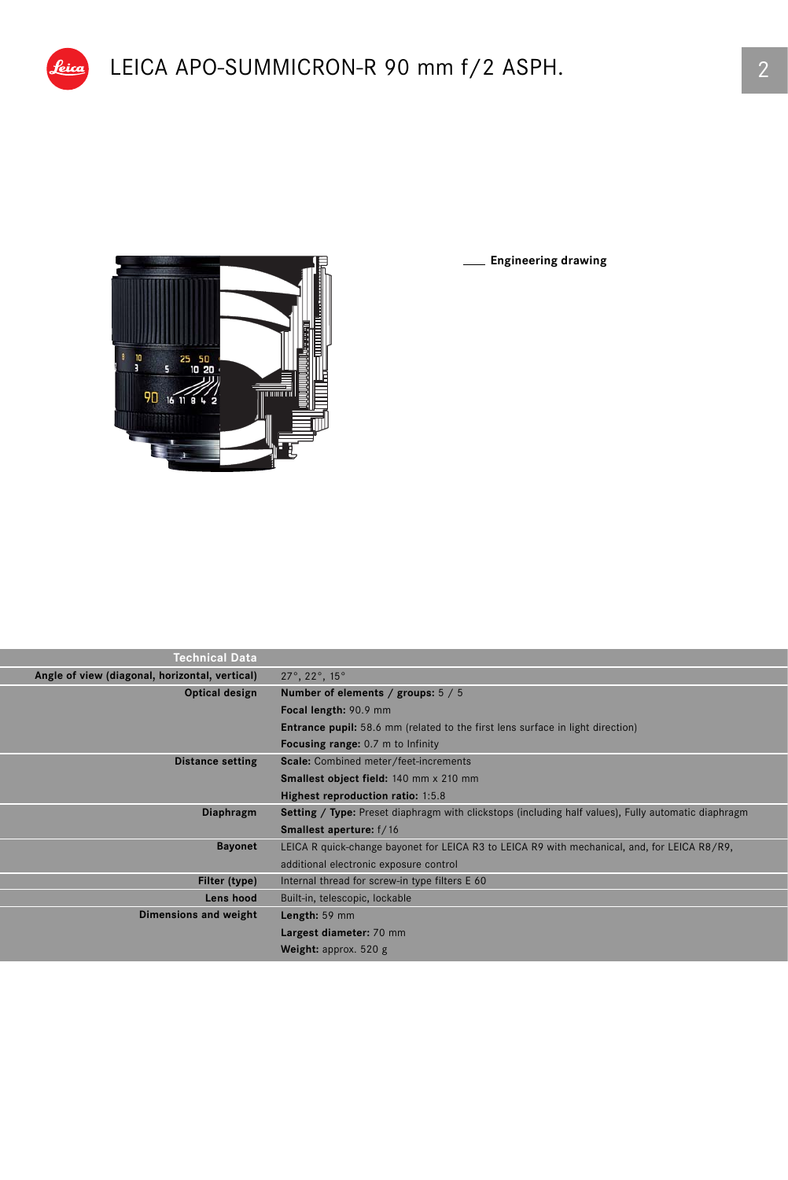# LEICA APO-SUMMICRON-R 90 mm f/2 ASPH.

Engineering drawing

| Technical Data | |
|---|---|
| Angle of view (diagonal, horizontal, vertical) | 27°, 22°, 15° |
| Optical design | **Number of elements / groups:** 5 / 5 |
| | **Focal length:** 90.9 mm |
| | **Entrance pupil:** 58.6 mm (related to the first lens surface in light direction) |
| | **Focusing range:** 0.7 m to Infinity |
| Distance setting | **Scale:** Combined meter/feet-increments |
| | **Smallest object field:** 140 mm x 210 mm |
| | **Highest reproduction ratio:** 1:5.8 |
| Diaphragm | **Setting / Type:** Preset diaphragm with clickstops (including half values), Fully automatic diaphragm |
| | **Smallest aperture:** f/16 |
| Bayonet | LEICA R quick-change bayonet for LEICA R3 to LEICA R9 with mechanical, and, for LEICA R8/R9, additional electronic exposure control |
| Filter (type) | Internal thread for screw-in type filters E 60 |
| Lens hood | Built-in, telescopic, lockable |
| Dimensions and weight | **Length:** 59 mm |
| | **Largest diameter:** 70 mm |
| | **Weight:** approx. 520 g |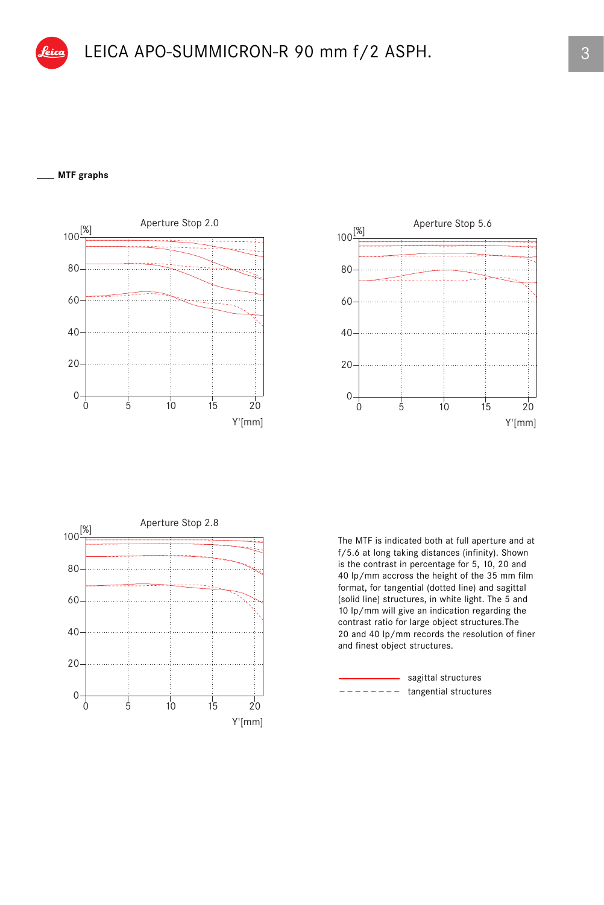## MTF graphs

Aperture Stop 2.0

Aperture Stop 5.6

Aperture Stop 2.8

The MTF is indicated both at full aperture and at f/5.6 at long taking distances (infinity). Shown is the contrast in percentage for 5, 10, 20 and 40 lp/mm accross the height of the 35 mm film format, for tangential (dotted line) and sagittal (solid line) structures, in white light. The 5 and 10 lp/mm will give an indication regarding the contrast ratio for large object structures.The 20 and 40 lp/mm records the resolution of finer and finest object structures.

sagittal structures

tangential structures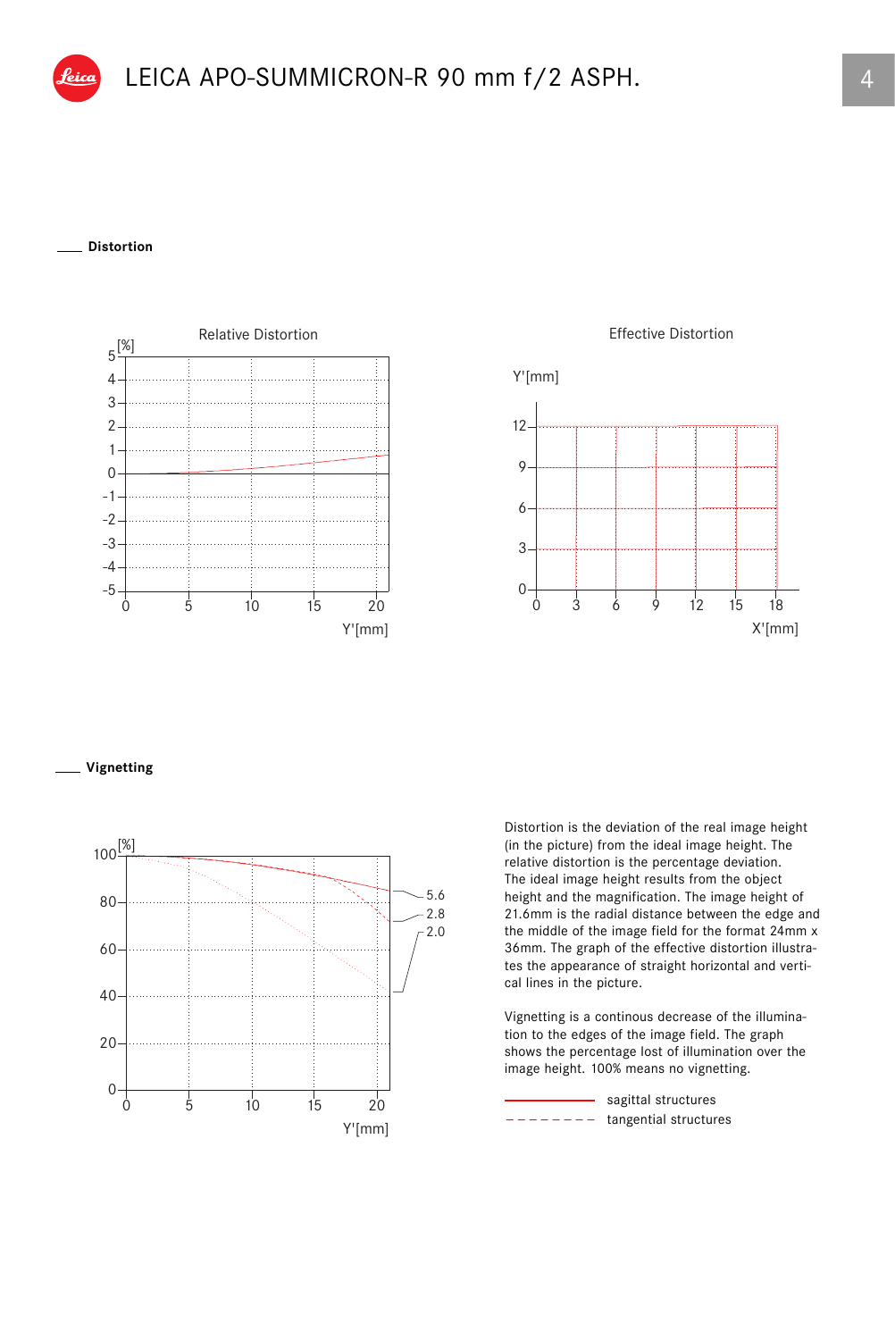# LEICA APO-SUMMICRON-R 90 mm f/2 ASPH.

## Distortion

Relative Distortion

Effective Distortion

## Vignetting

Distortion is the deviation of the real image height (in the picture) from the ideal image height. The relative distortion is the percentage deviation. The ideal image height results from the object height and the magnification. The image height of 21.6mm is the radial distance between the edge and the middle of the image field for the format 24mm x 36mm. The graph of the effective distortion illustrates the appearance of straight horizontal and vertical lines in the picture.

Vignetting is a continous decrease of the illumination to the edges of the image field. The graph shows the percentage lost of illumination over the image height. 100% means no vignetting.

sagittal structures

tangential structures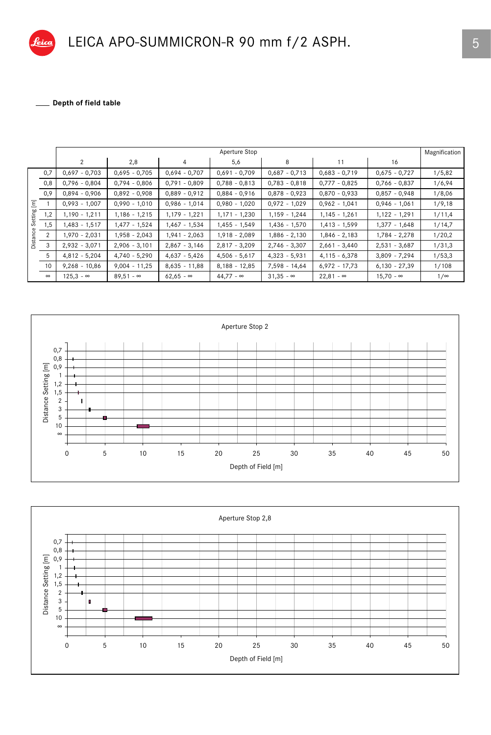# LEICA APO-SUMMICRON-R 90 mm f/2 ASPH.

## Depth of field table

| Distance Setting [m] | Aperture Stop 2 | 2,8 | 4 | 5,6 | 8 | 11 | 16 | Magnification |
|---|---|---|---|---|---|---|---|---|
| 0,7 | 0,697 - 0,703 | 0,695 - 0,705 | 0,694 - 0,707 | 0,691 - 0,709 | 0,687 - 0,713 | 0,683 - 0,719 | 0,675 - 0,727 | 1/5,82 |
| 0,8 | 0,796 - 0,804 | 0,794 - 0,806 | 0,791 - 0,809 | 0,788 - 0,813 | 0,783 - 0,818 | 0,777 - 0,825 | 0,766 - 0,837 | 1/6,94 |
| 0,9 | 0,894 - 0,906 | 0,892 - 0,908 | 0,889 - 0,912 | 0,884 - 0,916 | 0,878 - 0,923 | 0,870 - 0,933 | 0,857 - 0,948 | 1/8,06 |
| 1 | 0,993 - 1,007 | 0,990 - 1,010 | 0,986 - 1,014 | 0,980 - 1,020 | 0,972 - 1,029 | 0,962 - 1,041 | 0,946 - 1,061 | 1/9,18 |
| 1,2 | 1,190 - 1,211 | 1,186 - 1,215 | 1,179 - 1,221 | 1,171 - 1,230 | 1,159 - 1,244 | 1,145 - 1,261 | 1,122 - 1,291 | 1/11,4 |
| 1,5 | 1,483 - 1,517 | 1,477 - 1,524 | 1,467 - 1,534 | 1,455 - 1,549 | 1,436 - 1,570 | 1,413 - 1,599 | 1,377 - 1,648 | 1/14,7 |
| 2 | 1,970 - 2,031 | 1,958 - 2,043 | 1,941 - 2,063 | 1,918 - 2,089 | 1,886 - 2,130 | 1,846 - 2,183 | 1,784 - 2,278 | 1/20,2 |
| 3 | 2,932 - 3,071 | 2,906 - 3,101 | 2,867 - 3,146 | 2,817 - 3,209 | 2,746 - 3,307 | 2,661 - 3,440 | 2,531 - 3,687 | 1/31,3 |
| 5 | 4,812 - 5,204 | 4,740 - 5,290 | 4,637 - 5,426 | 4,506 - 5,617 | 4,323 - 5,931 | 4,115 - 6,378 | 3,809 - 7,294 | 1/53,3 |
| 10 | 9,268 - 10,86 | 9,004 - 11,25 | 8,635 - 11,88 | 8,188 - 12,85 | 7,598 - 14,64 | 6,972 - 17,73 | 6,130 - 27,39 | 1/108 |
| ∞ | 125,3 - ∞ | 89,51 - ∞ | 62,65 - ∞ | 44,77 - ∞ | 31,35 - ∞ | 22,81 - ∞ | 15,70 - ∞ | 1/∞ |

Aperture Stop 2

Distance Setting [m]: 0,7; 0,8; 0,9; 1; 1,2; 1,5; 2; 3; 5; 10; ∞

Depth of Field [m]: 0; 5; 10; 15; 20; 25; 30; 35; 40; 45; 50

Aperture Stop 2,8

Distance Setting [m]: 0,7; 0,8; 0,9; 1; 1,2; 1,5; 2; 3; 5; 10; ∞

Depth of Field [m]: 0; 5; 10; 15; 20; 25; 30; 35; 40; 45; 50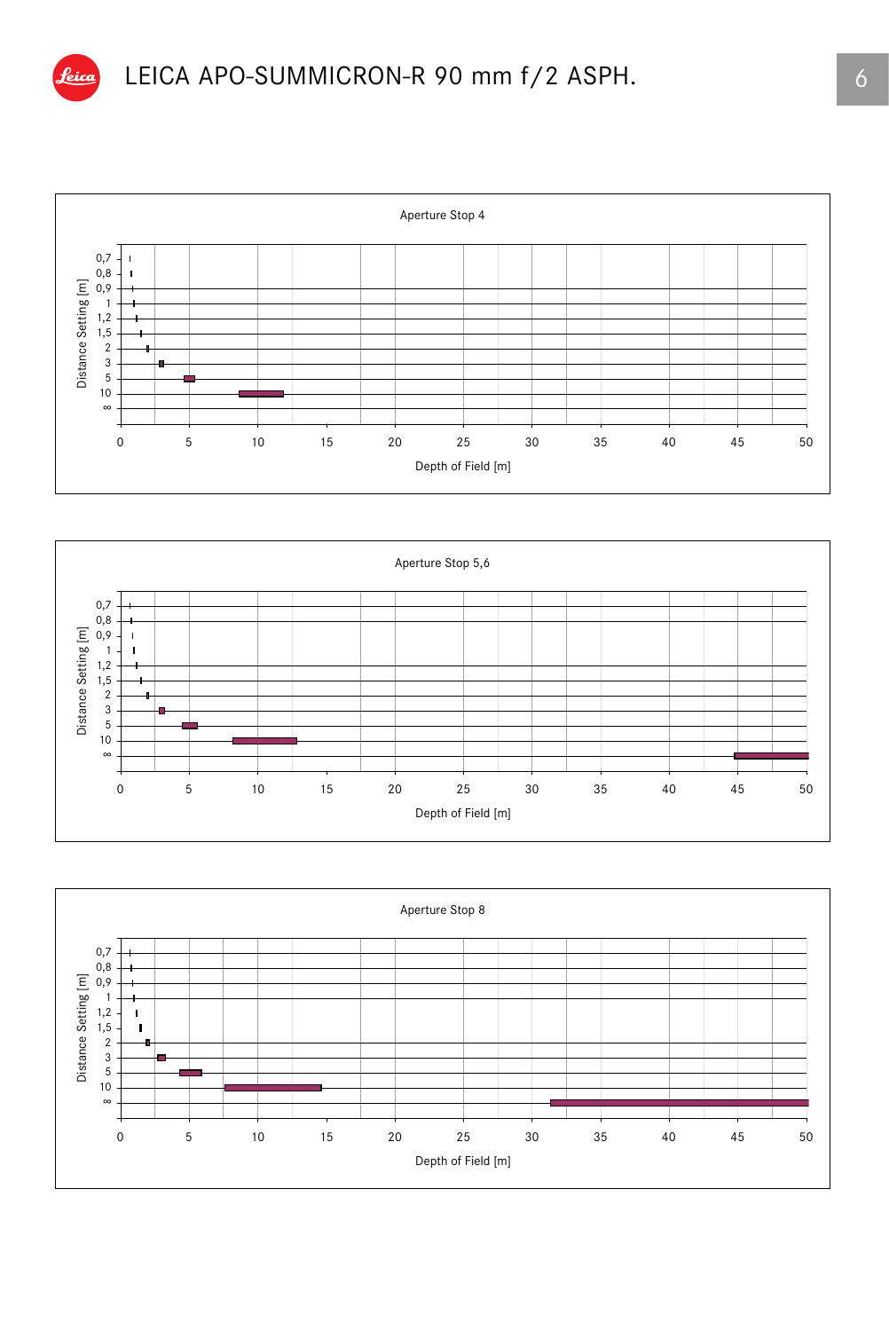# LEICA APO-SUMMICRON-R 90 mm f/2 ASPH.

Aperture Stop 4

Distance Setting [m]: 0,7 · 0,8 · 0,9 · 1 · 1,2 · 1,5 · 2 · 3 · 5 · 10 · ∞

Depth of Field [m]: 0 · 5 · 10 · 15 · 20 · 25 · 30 · 35 · 40 · 45 · 50

Aperture Stop 5,6

Distance Setting [m]: 0,7 · 0,8 · 0,9 · 1 · 1,2 · 1,5 · 2 · 3 · 5 · 10 · ∞

Depth of Field [m]: 0 · 5 · 10 · 15 · 20 · 25 · 30 · 35 · 40 · 45 · 50

Aperture Stop 8

Distance Setting [m]: 0,7 · 0,8 · 0,9 · 1 · 1,2 · 1,5 · 2 · 3 · 5 · 10 · ∞

Depth of Field [m]: 0 · 5 · 10 · 15 · 20 · 25 · 30 · 35 · 40 · 45 · 50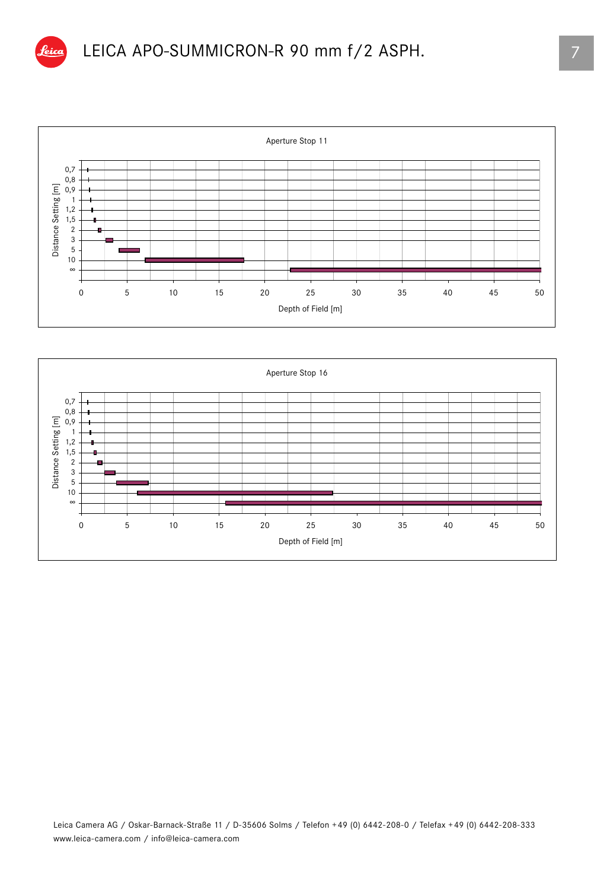# LEICA APO-SUMMICRON-R 90 mm f/2 ASPH.

Aperture Stop 11

Distance Setting [m]

0,7
0,8
0,9
1
1,2
1,5
2
3
5
10
∞

0 5 10 15 20 25 30 35 40 45 50

Depth of Field [m]

Aperture Stop 16

Distance Setting [m]

0,7
0,8
0,9
1
1,2
1,5
2
3
5
10
∞

0 5 10 15 20 25 30 35 40 45 50

Depth of Field [m]

Leica Camera AG / Oskar-Barnack-Straße 11 / D-35606 Solms / Telefon +49 (0) 6442-208-0 / Telefax +49 (0) 6442-208-333
www.leica-camera.com / info@leica-camera.com